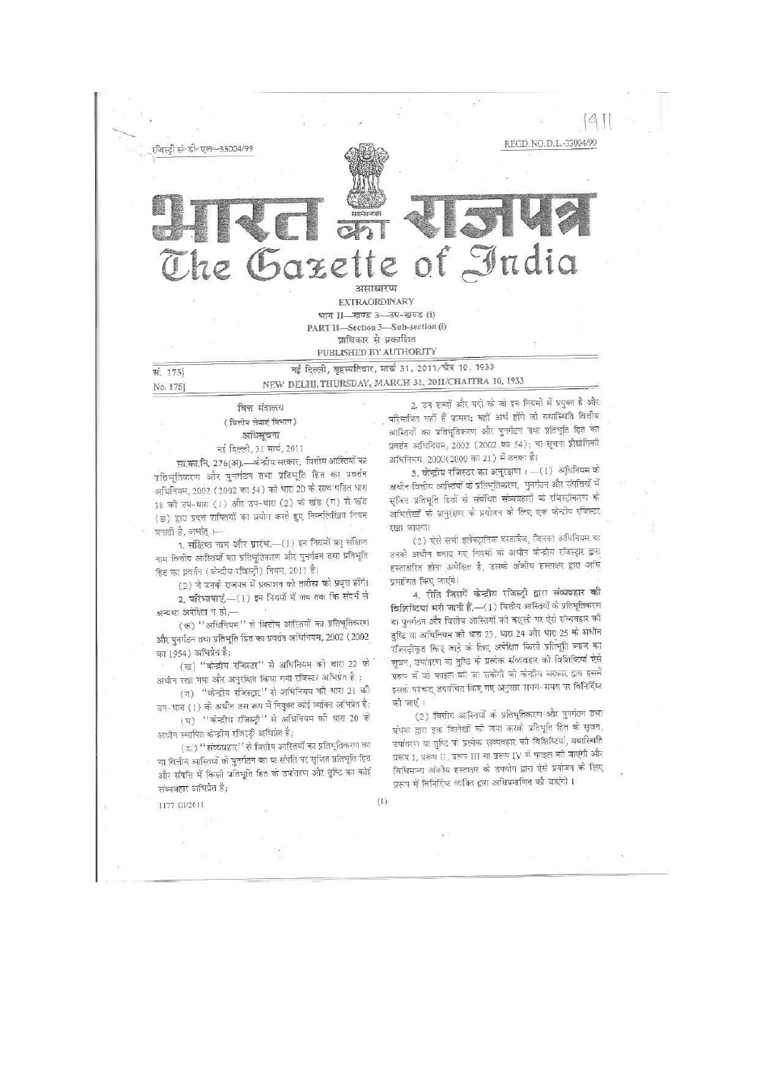रजिस्ट्री सं० डी० एल०-33004/99 REGD. NO. D. L.-33004/99

# भारत का राजपत्र
# The Gazette of India

असाधारण
EXTRAORDINARY

भाग II—खण्ड 3—उप-खण्ड (i)
PART II—Section 3—Sub-section (i)

प्राधिकार से प्रकाशित
PUBLISHED BY AUTHORITY

सं. 175] नई दिल्ली, बृहस्पतिवार, मार्च 31, 2011/चैत्र 10, 1933
No. 175] NEW DELHI, THURSDAY, MARCH 31, 2011/CHAITRA 10, 1933

## वित्त मंत्रालय
### (वित्तीय सेवाएं विभाग)
### अधिसूचना

नई दिल्ली, 31 मार्च, 2011

सा.का.नि. 276(अ).—केंद्रीय सरकार, वित्तीय आस्तियों का प्रतिभूतिकरण और पुनर्गठन तथा प्रतिभूति हित का प्रवर्तन अधिनियम, 2002 (2002 का 54) की धारा 20 के साथ पठित धारा 38 की उप-धारा (1) और उप-धारा (2) के खंड (ग) से खंड (ड) द्वारा प्रदत्त शक्तियों का प्रयोग करते हुए निम्नलिखित नियम बनाती है, अर्थात् :—

**1. संक्षिप्त नाम और प्रारंभ.**—(1) इन नियमों का संक्षिप्त नाम वित्तीय आस्तियों का प्रतिभूतिकरण और पुनर्गठन तथा प्रतिभूति हित का प्रवर्तन (केन्द्रीय रजिस्ट्री) नियम, 2011 है।

(2) ये उनके राजपत्र में प्रकाशन की तारीख को प्रवृत्त होंगे।

**2. परिभाषाएं.**—(1) इन नियमों में जब तक कि संदर्भ से अन्यथा अपेक्षित न हो,—

(क) "अधिनियम" से वित्तीय आस्तियों का प्रतिभूतिकरण और पुनर्गठन तथा प्रतिभूति हित का प्रवर्तन अधिनियम, 2002 (2002 का 1954) अभिप्रेत है;

(ख) "केन्द्रीय रजिस्टर" से अधिनियम की धारा 22 के अधीन रखा गया और अनुरक्षित किया गया रजिस्टर अभिप्रेत है ;

(ग) "केन्द्रीय रजिस्ट्रार" से अधिनियम की धारा 21 की उप-धारा (1) के अधीन उस रूप में नियुक्त कोई व्यक्ति अभिप्रेत है;

(घ) "केन्द्रीय रजिस्ट्री" से अधिनियम की धारा 20 के अधीन स्थापित केन्द्रीय रजिस्ट्री अभिप्रेत है;

(ङ) "संव्यवहार" से वित्तीय आस्तियों का प्रतिभूतिकरण का या वित्तीय आस्तियों के पुनर्गठन का या संपत्ति पर सृजित प्रतिभूति हित और संपत्ति में किसी प्रतिभूति हित के उपांतरण और तुष्टि का कोई संव्यवहार अभिप्रेत है;

2. उन शब्दों और पदों के जो इन नियमों में प्रयुक्त है और परिभाषित नहीं हैं क्रमशः वहीं अर्थ होंगे जो यथास्थिति वित्तीय आस्तियों का प्रतिभूतिकरण और पुनर्गठन तथा प्रतिभूति हित का प्रवर्तन अधिनियम, 2002 (2002 का 54); या सूचना प्रौद्योगिकी अधिनियम, 2000 (2000 का 21) में उनका है।

**3. केन्द्रीय रजिस्टर का अनुरक्षण :**—(1) अधिनियम के अधीन वित्तीय आस्तियों के प्रतिभूतिकरण, पुनर्गठन और संपत्तियों में सृजित प्रतिभूति हितों से संबंधित संव्यवहारों के रजिस्ट्रीकरण के अभिलेखों के अनुरक्षण के प्रयोजन के लिए एक केन्द्रीय रजिस्टर रखा जाएगा।

(2) ऐसे सभी इलेक्ट्रानिक दस्तावेज, जिनका अधिनियम या उनके अधीन बनाए गए नियमों के अधीन केन्द्रीय रजिस्ट्रार द्वारा हस्ताक्षरित होना अपेक्षित है, उसके अंकीय हस्ताक्षर द्वारा अधि प्रमाणित किए जाएंगे।

**4. रीति जिसमें केन्द्रीय रजिस्ट्री द्वारा संव्यवहार की विशिष्टियां भरी जाती हैं.**—(1) वित्तीय आस्तियों के प्रतिभूतिकरण या पुनर्गठन और वित्तीय आस्तियों की वसूली पर ऐसे संव्यवहार की तुष्टि या अधिनियम की धारा 23, धारा 24 और धारा 25 के अधीन रजिस्ट्रीकृत किए जाने के लिए अपेक्षित किसी प्रतिभूति ब्याज का सृजन, उपांतरण या तुष्टि के प्रत्येक संव्यवहार की विशिष्टियां ऐसे प्ररूप में जो फाइल की जा सकेगी जो केन्द्रीय सरकार द्वारा इसमें इसके पश्चात् उपबंधित किए गए अनुसार समय-समय पर विनिर्दिष्ट की जाएं।

(2) वित्तीय आस्तियों के प्रतिभूतिकरण और पुनर्गठन तथा बंधक द्वारा हक विलेखों को जमा करके प्रतिभूति हित के सृजन, उपांतरण या तुष्टि के प्रत्येक संव्यवहार की विशिष्टियां, यथास्थिति प्ररूप I, प्ररूप II, प्ररूप III या प्ररूप IV में फाइल की जाएगी और विधिमान्य अंकीय हस्ताक्षर के उपयोग द्वारा ऐसे प्रयोजन के लिए प्ररूप में विनिर्दिष्ट व्यक्ति द्वारा अधिप्रमाणित की जाएगी।

1177 GI/2011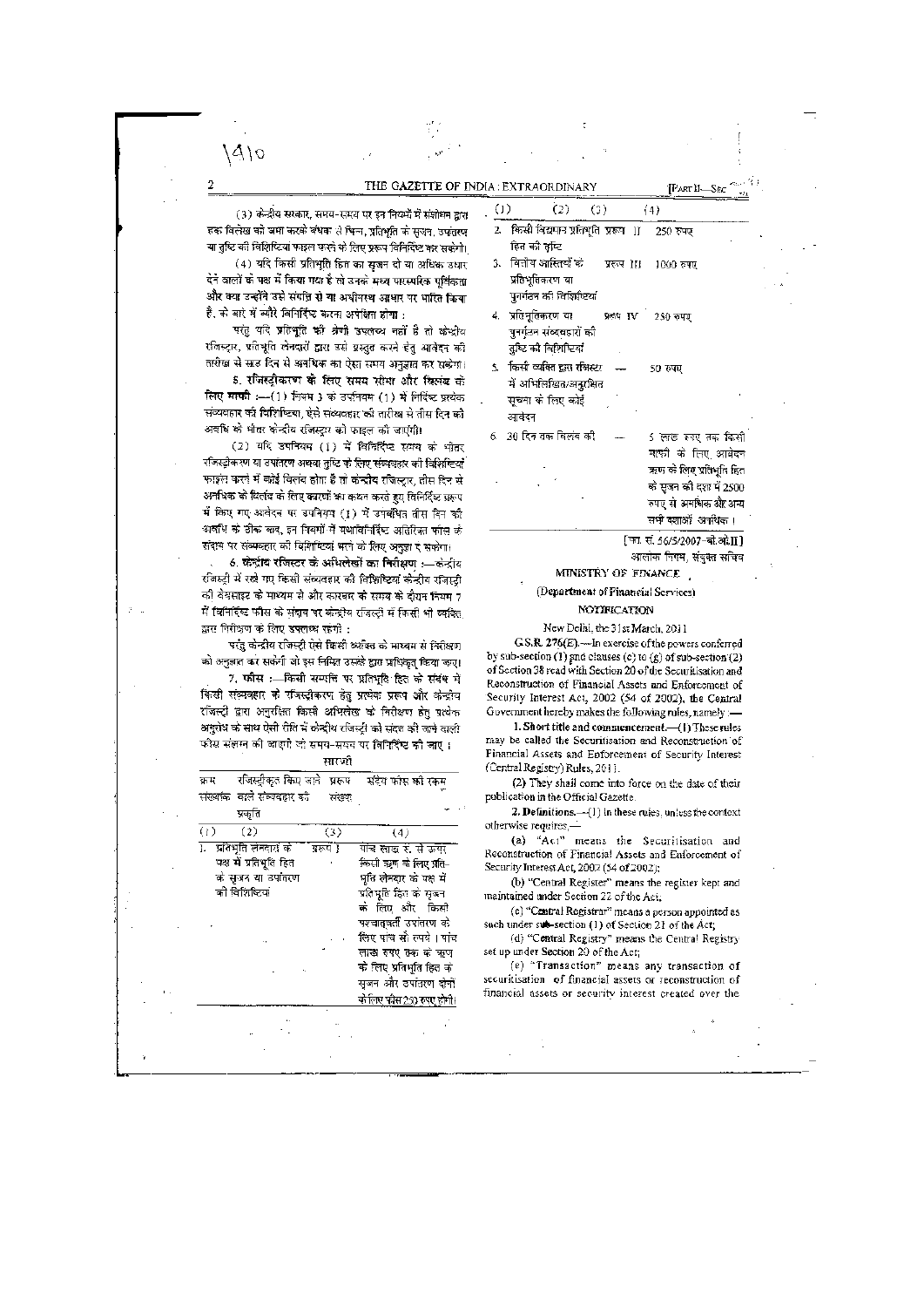(3) केन्द्रीय सरकार, समय-समय पर इन नियमों में संशोधन द्वारा हक विलेख को जमा करके बंधक से भिन्न, प्रतिभूति के सृजन, उपांतरण या तुष्टि की विशिष्टियां फाइल करने के लिए प्ररूप विनिर्दिष्ट कर सकेगी।

(4) यदि किसी प्रतिभूति हित का सृजन दो या अधिक उधार देने वालों के पक्ष में किया गया है तो उनके मध्य पारस्परिक पूर्विकता और क्या उन्होंने उसे संपत्ति से या अधीनस्थ आधार पर भारित किया है, के बारे में ब्यौरे विनिर्दिष्ट करना अपेक्षित होगा :

परंतु यदि प्रतिभूति की श्रेणी उपलब्ध नहीं है तो केन्द्रीय रजिस्ट्रार, प्रतिभूति लेनदारों द्वारा उसे प्रस्तुत करने हेतु आवेदन की तारीख से साठ दिन से अनधिक का ऐसा समय अनुज्ञात कर सकेगा।

**5. रजिस्ट्रीकरण के लिए समय सीमा और विलंब के लिए माफी :**—(1) नियम 3 के उपनियम (1) में निर्दिष्ट प्रत्येक संव्यवहार की विशिष्टियां, ऐसे संव्यवहार की तारीख से तीस दिन की अवधि के भीतर केन्द्रीय रजिस्ट्रार को फाइल की जाएंगी।

(2) यदि उपनियम (1) में विनिर्दिष्ट समय के भीतर रजिस्ट्रीकरण या उपांतरण अथवा तुष्टि के लिए संव्यवहार की विशिष्टियां फाइल करने में कोई विलंब होता है तो केन्द्रीय रजिस्ट्रार, तीस दिन से अनधिक के विलंब के लिए कारणों का कथन करते हुए विनिर्दिष्ट प्ररूप में किए गए आवेदन पर उपनियम (1) में उपबंधित तीस दिन की अवधि के ठीक बाद, इन नियमों में यथाविनिर्दिष्ट अतिरिक्त फीस के संदाय पर संव्यवहार की विशिष्टियां भरने के लिए अनुज्ञा दे सकेगा।

**6. केन्द्रीय रजिस्टर के अभिलेखों का निरीक्षण :**—केन्द्रीय रजिस्ट्री में रखे गए किसी संव्यवहार की विशिष्टियां केन्द्रीय रजिस्ट्री की वेबसाइट के माध्यम से और कारबार के समय के दौरान नियम 7 में विनिर्दिष्ट फीस के संदाय पर केन्द्रीय रजिस्ट्री में किसी भी व्यक्ति द्वारा निरीक्षण के लिए उपलब्ध रहेंगी :

परंतु केन्द्रीय रजिस्ट्री ऐसे किसी व्यक्ति के माध्यम से निरीक्षण को अनुज्ञात कर सकेगी जो इस निमित्त उसके द्वारा प्राधिकृत किया जाए।

**7. फीस :**—किसी सम्पत्ति पर प्रतिभूति हित के संबंध में किसी संव्यवहार के रजिस्ट्रीकरण हेतु प्रत्येक प्ररूप और केन्द्रीय रजिस्ट्री द्वारा अनुरक्षित किसी अभिलेख के निरीक्षण हेतु प्रत्येक अनुरोध के साथ ऐसी रीति में केन्द्रीय रजिस्ट्री को संदत्त की जाने वाली फीस संलग्न की जाएगी जो समय-समय पर विनिर्दिष्ट की जाए।

सारणी

| क्रम संख्यांक | रजिस्ट्रीकृत किए जाने वाले संव्यवहार की प्रकृति | प्ररूप संख्यांक | संदेय फीस की रकम |
|---|---|---|---|
| (1) | (2) | (3) | (4) |
| 1. | प्रतिभूति लेनदारों के पक्ष में प्रतिभूति हित के सृजन या उपांतरण की विशिष्टियां | प्ररूप I | पांच लाख रु. से ऊपर किसी ऋण के लिए प्रतिभूति लेनदार के पक्ष में प्रतिभूति हित के सृजन के लिए और किसी पश्चात्वर्ती उपांतरण के लिए पांच सौ रुपये। पांच लाख रुपए तक के ऋण के लिए प्रतिभूति हित के सृजन और उपांतरण दोनों के लिए फीस 250 रुपए होगी। |
| 2. | किसी विद्यमान प्रतिभूति हित की तुष्टि | प्ररूप II | 250 रुपए |
| 3. | वित्तीय आस्तियों के प्रतिभूतिकरण या पुनर्गठन की विशिष्टियां | प्ररूप III | 1000 रुपए |
| 4. | प्रतिभूतिकरण या पुनर्गठन संव्यवहारों की तुष्टि की विशिष्टियां | प्ररूप IV | 250 रुपए |
| 5. | किसी व्यक्ति द्वारा रजिस्टर में अभिलिखित/अनुरक्षित सूचना के लिए कोई आवेदन | — | 50 रुपए |
| 6. | 30 दिन तक विलंब की माफी | — | 5 लाख रुपए तक किसी आवेदन ऋण के लिए प्रतिभूति हित के सृजन की दशा में 2500 रुपए से अनधिक और अन्य सभी दशाओं अनधिक। |

[फा. सं. 56/5/2007–बी.ओ.II]

आलोक निगम, संयुक्त सचिव

## MINISTRY OF FINANCE

### (Department of Financial Services)

### NOTIFICATION

New Delhi, the 31st March, 2011

**G.S.R. 276(E).**—In exercise of the powers conferred by sub-section (1) and clauses (c) to (g) of sub-section (2) of Section 38 read with Section 20 of the Securitisation and Reconstruction of Financial Assets and Enforcement of Security Interest Act, 2002 (54 of 2002), the Central Government hereby makes the following rules, namely :—

**1. Short title and commencement.**—(1) These rules may be called the Securitisation and Reconstruction of Financial Assets and Enforcement of Security Interest (Central Registry) Rules, 2011.

(2) They shall come into force on the date of their publication in the Official Gazette.

**2. Definitions.**—(1) In these rules, unless the context otherwise requires,—

(a) "Act" means the Securitisation and Reconstruction of Financial Assets and Enforcement of Security Interest Act, 2002 (54 of 2002);

(b) "Central Register" means the register kept and maintained under Section 22 of the Act;

(c) "Central Registrar" means a person appointed as such under sub-section (1) of Section 21 of the Act;

(d) "Central Registry" means the Central Registry set up under Section 20 of the Act;

(e) "Transaction" means any transaction of securitisation of financial assets or reconstruction of financial assets or security interest created over the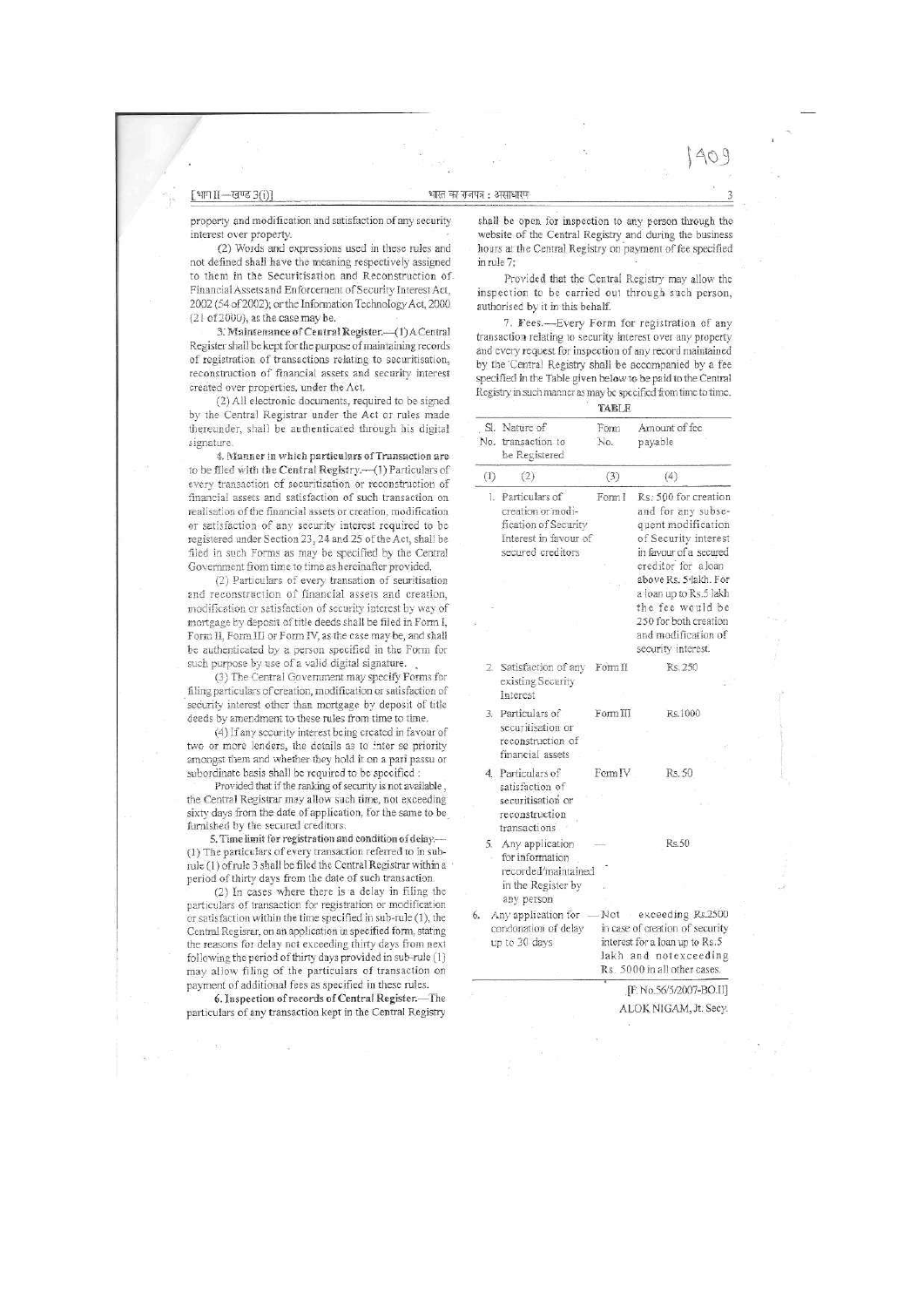property and modification and satisfaction of any security interest over property.

(2) Words and expressions used in these rules and not defined shall have the meaning respectively assigned to them in the Securitisation and Reconstruction of Financial Assets and Enforcement of Security Interest Act, 2002 (54 of 2002); or the Information Technology Act, 2000 (21 of 2000), as the case may be.

**3. Maintenance of Central Register.**—(1) A Central Register shall be kept for the purpose of maintaining records of registration of transactions relating to securitisation, reconstruction of financial assets and security interest created over properties, under the Act.

(2) All electronic documents, required to be signed by the Central Registrar under the Act or rules made thereunder, shall be authenticated through his digital signature.

**4. Manner in which particulars of Transaction are to be filed with the Central Registry.**—(1) Particulars of every transaction of securitisation or reconstruction of financial assets and satisfaction of such transaction on realisation of the financial assets or creation, modification or satisfaction of any security interest required to be registered under Section 23, 24 and 25 of the Act, shall be filed in such Forms as may be specified by the Central Government from time to time as hereinafter provided.

(2) Particulars of every transation of securitisation and reconstruction of financial assets and creation, modification or satisfaction of security interest by way of mortgage by deposit of title deeds shall be filed in Form I, Form II, Form III or Form IV, as the case may be, and shall be authenticated by a person specified in the Form for such purpose by use of a valid digital signature.

(3) The Central Government may specify Forms for filing particulars of creation, modification or satisfaction of security interest other than mortgage by deposit of title deeds by amendment to these rules from time to time.

(4) If any security interest being created in favour of two or more lenders, the details as to inter se priority amongst them and whether they hold it on a pari passu or subordinate basis shall be required to be specified :

Provided that if the ranking of security is not available, the Central Registrar may allow such time, not exceeding sixty days from the date of application, for the same to be furnished by the secured creditors.

**5. Time limit for registration and condition of delay.**—(1) The particulars of every transaction referred to in sub-rule (1) of rule 3 shall be filed the Central Registrar within a period of thirty days from the date of such transaction.

(2) In cases where there is a delay in filing the particulars of transaction for registration or modification or satisfaction within the time specified in sub-rule (1), the Central Registrar, on an application in specified form, stating the reasons for delay not exceeding thirty days from next following the period of thirty days provided in sub-rule (1) may allow filing of the particulars of transaction on payment of additional fees as specified in these rules.

**6. Inspection of records of Central Register.**—The particulars of any transaction kept in the Central Registry shall be open for inspection to any person through the website of the Central Registry and during the business hours at the Central Registry on payment of fee specified in rule 7:

Provided that the Central Registry may allow the inspection to be carried out through such person, authorised by it in this behalf.

**7. Fees.**—Every Form for registration of any transaction relating to security interest over any property and every request for inspection of any record maintained by the Central Registry shall be accompanied by a fee specified in the Table given below to be paid to the Central Registry in such manner as may be specified from time to time.

TABLE

| Sl. No. | Nature of transaction to be Registered | Form No. | Amount of fee payable |
|---|---|---|---|
| (1) | (2) | (3) | (4) |
| 1. | Particulars of creation or modification of Security Interest in favour of secured creditors | Form I | Rs. 500 for creation and for any subsequent modification of Security interest in favour of a secured creditor for a loan above Rs. 5 lakh. For a loan up to Rs.5 lakh the fee would be 250 for both creation and modification of security interest. |
| 2. | Satisfaction of any existing Security Interest | Form II | Rs. 250 |
| 3. | Particulars of securitisation or reconstruction of financial assets | Form III | Rs.1000 |
| 4. | Particulars of satisfaction of securitisation or reconstruction transactions | Form IV | Rs. 50 |
| 5. | Any application for information recorded/maintained in the Register by any person | — | Rs.50 |
| 6. | Any application for condonation of delay up to 30 days | — | Not exceeding Rs.2500 in case of creation of security interest for a loan up to Rs.5 lakh and not exceeding Rs. 5000 in all other cases. |

[F. No.56/5/2007-BO.II]

ALOK NIGAM, Jt. Secy.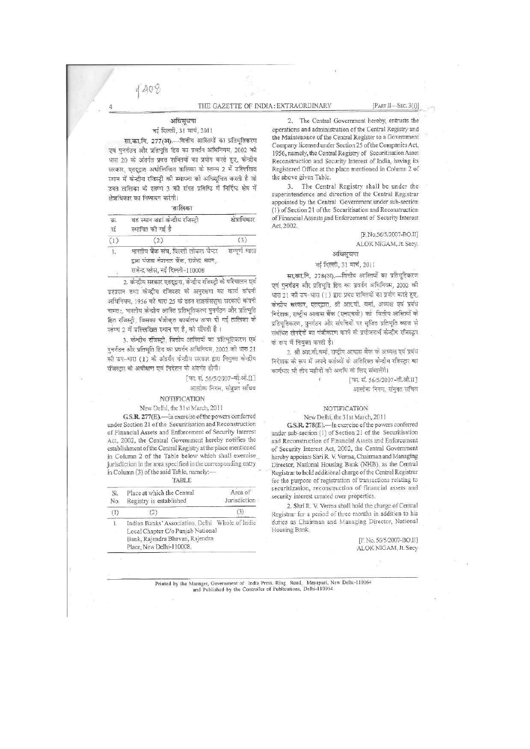1408

## अधिसूचना

नई दिल्ली, 31 मार्च, 2011

सा.का.नि. 277(अ).—वित्तीय आस्तियों का प्रतिभूतिकरण एवं पुनर्गठन और प्रतिभूति हित का प्रवर्तन अधिनियम, 2002 की धारा 20 के अंतर्गत प्रदत्त शक्तियों का प्रयोग करते हुए, केन्द्रीय सरकार, एतद्द्वारा अधोलिखित तालिका के स्तम्भ 2 में उल्लिखित स्थान में केन्द्रीय रजिस्ट्री की स्थापना को अधिसूचित करती है जो उक्त तालिका के स्तम्भ 3 की संगत प्रविष्टि में निर्दिष्ट क्षेत्र में क्षेत्राधिकार का निष्पादन करेगी।

तालिका

| क्र. सं. | वह स्थान जहां केन्द्रीय रजिस्ट्री स्थापित की गई है | क्षेत्राधिकार |
|---|---|---|
| (1) | (2) | (3) |
| 1. | भारतीय बैंक संघ, दिल्ली लोकल चैप्टर द्वारा पंजाब नेशनल बैंक, राजेन्द्र भवन, राजेन्द्र प्लेस, नई दिल्ली-110008 | सम्पूर्ण भारत |

2. केन्द्रीय सरकार एतद्द्वारा, केन्द्रीय रजिस्ट्री के परिचालन एवं प्रशासन तथा केन्द्रीय रजिस्टर के अनुरक्षण का कार्य कंपनी अधिनियम, 1956 की धारा 25 के तहत लाइसेंसशुदा सरकारी कंपनी नामतः, भारतीय केन्द्रीय आस्ति प्रतिभूतिकरण पुनर्गठन और प्रतिभूति हित रजिस्ट्री, जिसका पंजीकृत कार्यालय ऊपर दी गई तालिका के स्तम्भ 2 में उल्लिखित स्थान पर है, को सौंपती है।

3. केन्द्रीय रजिस्ट्री, वित्तीय आस्तियों का प्रतिभूतिकरण एवं पुनर्गठन और प्रतिभूति हित का प्रवर्तन अधिनियम, 2002 की धारा 21 की उप-धारा (1) के अंतर्गत केन्द्रीय सरकार द्वारा नियुक्त केन्द्रीय रजिस्ट्रार के अधीक्षण एवं निदेशन के अंतर्गत होगी।

[फा. सं. 56/5/2007-बी.ओ.II]

आलोक निगम, संयुक्त सचिव

## NOTIFICATION

New Delhi, the 31st March, 2011

**G.S.R. 277(E).**—In exercise of the powers conferred under Section 21 of the Securitisation and Reconstruction of Financial Assets and Enforcement of Security Interest Act, 2002, the Central Government hereby notifies the establishment of the Central Registry at the place mentioned in Column 2 of the Table below which shall exercise jurisdiction in the area specified in the corresponding entry in Column (3) of the said Table, namely:—

TABLE

| Sl. No. | Place at which the Central Registry is established | Area of Jurisdiction |
|---|---|---|
| (1) | (2) | (3) |
| 1. | Indian Banks' Association, Delhi Local Chapter C/o Punjab National Bank, Rajendra Bhavan, Rajendra Place, New Delhi-110008. | Whole of India |

2. The Central Government hereby, entrusts the operations and administration of the Central Registry and the Maintenance of the Central Register to a Government Company licensed under Section 25 of the Companies Act, 1956, namely, the Central Registry of Securitisation Asset Reconstruction and Security Interest of India, having its Registered Office at the place mentioned in Column 2 of the above given Table.

3. The Central Registry shall be under the superintendence and direction of the Central Registrar appointed by the Central Government under sub-section (1) of Section 21 of the Securitisation and Reconstruction of Financial Assests and Enforcement of Security Interest Act, 2002.

[F. No. 56/5/2007-BO.II]

ALOK NIGAM, Jt. Secy.

## अधिसूचना

नई दिल्ली, 31 मार्च, 2011

सा.का.नि. 278(अ).—वित्तीय आस्तियों का प्रतिभूतिकरण एवं पुनर्गठन और प्रतिभूति हित का प्रवर्तन अधिनियम, 2002 की धारा 21 की उप-धारा (1) द्वारा प्रदत्त शक्तियों का प्रयोग करते हुए, केन्द्रीय सरकार, एतद्द्वारा, श्री आर.वी. वर्मा, अध्यक्ष एवं प्रबंध निदेशक, राष्ट्रीय आवास बैंक (एनएचबी) को वित्तीय आस्तियों के प्रतिभूतिकरण, पुनर्गठन और संपत्तियों पर सृजित प्रतिभूति ब्याज से संबंधित लेनदेनों का पंजीकरण करने के प्रयोजनार्थ केन्द्रीय रजिस्ट्रार के रूप में नियुक्त करती है।

2. श्री आर.वी.वर्मा, राष्ट्रीय आवास बैंक के अध्यक्ष एवं प्रबंध निदेशक के रूप में अपने कर्तव्यों के अतिरिक्त केन्द्रीय रजिस्ट्रार का कार्यभार भी तीन महीनों की अवधि के लिए संभालेंगे।

[फा. सं. 56/5/2007-बी.ओ.II]

आलोक निगम, संयुक्त सचिव

## NOTIFICATION

New Delhi, the 31st March, 2011

**G.S.R. 278(E).**—In exercise of the powers conferred under sub-section (1) of Section 21 of the Securitisation and Reconstruction of Financial Assets and Enforcement of Security Interest Act, 2002, the Central Government hereby appoints Shri R. V. Verma, Chairman and Managing Director, National Housing Bank (NHB), as the Central Registrar to hold additional charge of the Central Registrar for the purpose of registration of transactions relating to securitization, reconstruction of financial assets and security interest created over properties.

2. Shri R. V. Verma shall hold the charge of Central Registrar for a period of three months in addition to his duties as Chairman and Managing Director, National Housing Bank.

[F. No. 56/5/2007-BO.II]

ALOK NIGAM, Jt. Secy.

Printed by the Manager, Government of India Press, Ring Road, Mayapuri, New Delhi-110064 and Published by the Controller of Publications, Delhi-110054.